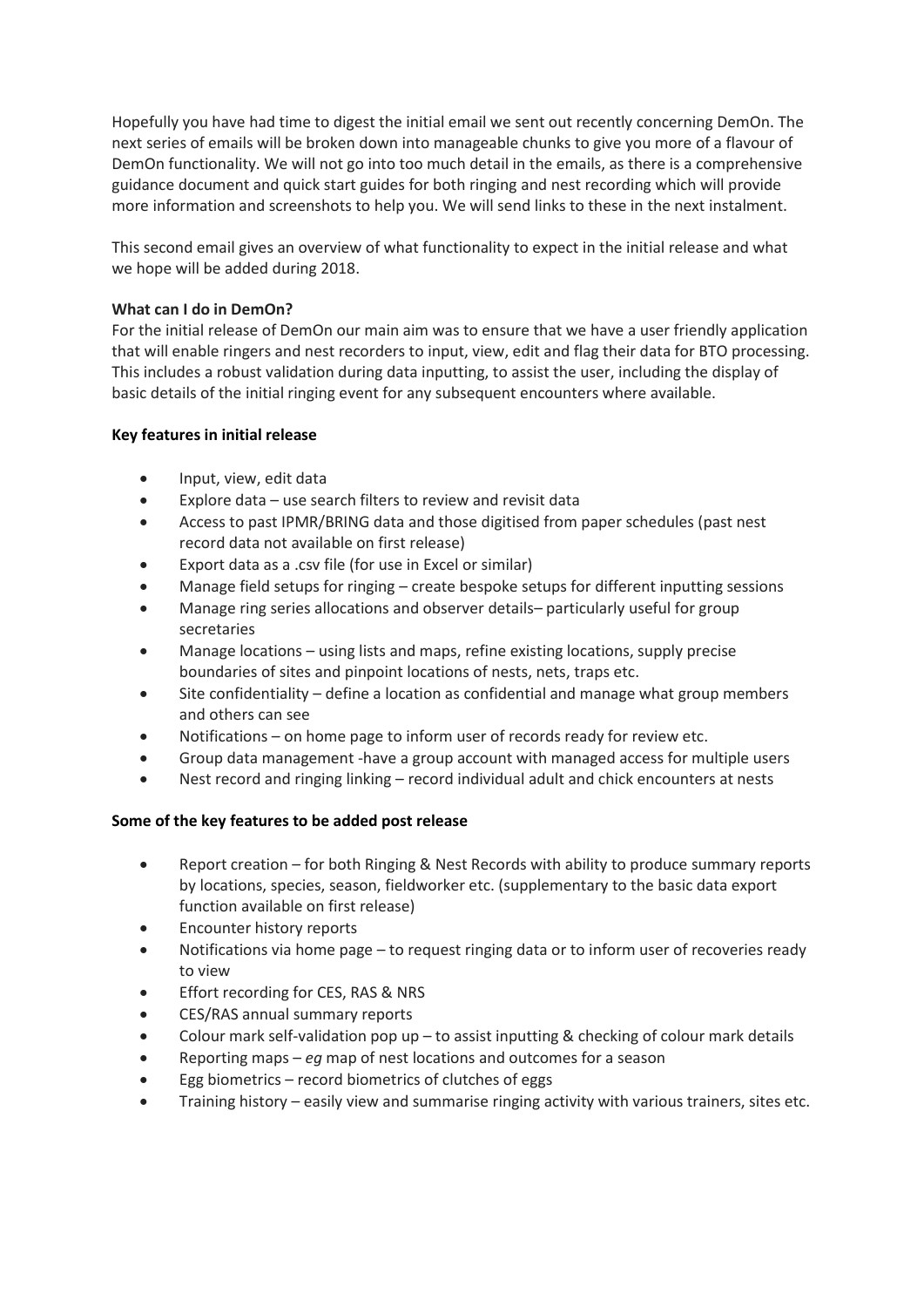Hopefully you have had time to digest the initial email we sent out recently concerning DemOn. The next series of emails will be broken down into manageable chunks to give you more of a flavour of DemOn functionality. We will not go into too much detail in the emails, as there is a comprehensive guidance document and quick start guides for both ringing and nest recording which will provide more information and screenshots to help you. We will send links to these in the next instalment.

This second email gives an overview of what functionality to expect in the initial release and what we hope will be added during 2018.

**What can I do in DemOn?**

For the initial release of DemOn our main aim was to ensure that we have a user friendly application that will enable ringers and nest recorders to input, view, edit and flag their data for BTO processing. This includes a robust validation during data inputting, to assist the user, including the display of basic details of the initial ringing event for any subsequent encounters where available.

**Key features in initial release**

- Input, view, edit data
- Explore data – use search filters to review and revisit data
- Access to past IPMR/BRING data and those digitised from paper schedules (past nest record data not available on first release)
- Export data as a .csv file (for use in Excel or similar)
- Manage field setups for ringing – create bespoke setups for different inputting sessions
- Manage ring series allocations and observer details– particularly useful for group secretaries
- Manage locations – using lists and maps, refine existing locations, supply precise boundaries of sites and pinpoint locations of nests, nets, traps etc.
- Site confidentiality – define a location as confidential and manage what group members and others can see
- Notifications – on home page to inform user of records ready for review etc.
- Group data management -have a group account with managed access for multiple users
- Nest record and ringing linking – record individual adult and chick encounters at nests

**Some of the key features to be added post release**

- Report creation – for both Ringing & Nest Records with ability to produce summary reports by locations, species, season, fieldworker etc. (supplementary to the basic data export function available on first release)
- Encounter history reports
- Notifications via home page – to request ringing data or to inform user of recoveries ready to view
- Effort recording for CES, RAS & NRS
- CES/RAS annual summary reports
- Colour mark self-validation pop up – to assist inputting & checking of colour mark details
- Reporting maps – *eg* map of nest locations and outcomes for a season
- Egg biometrics – record biometrics of clutches of eggs
- Training history – easily view and summarise ringing activity with various trainers, sites etc.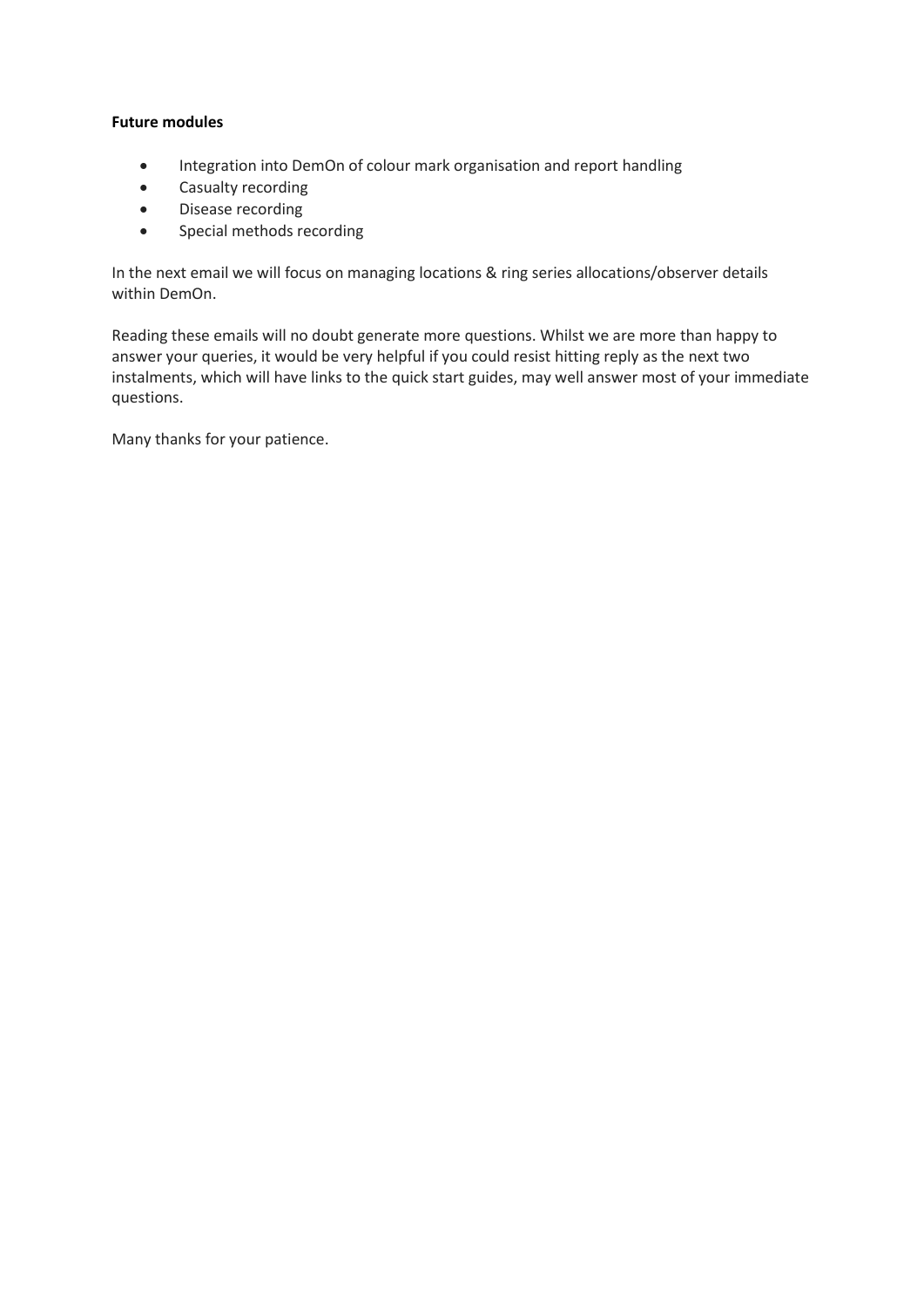**Future modules**

- Integration into DemOn of colour mark organisation and report handling
- Casualty recording
- Disease recording
- Special methods recording

In the next email we will focus on managing locations & ring series allocations/observer details within DemOn.

Reading these emails will no doubt generate more questions. Whilst we are more than happy to answer your queries, it would be very helpful if you could resist hitting reply as the next two instalments, which will have links to the quick start guides, may well answer most of your immediate questions.

Many thanks for your patience.